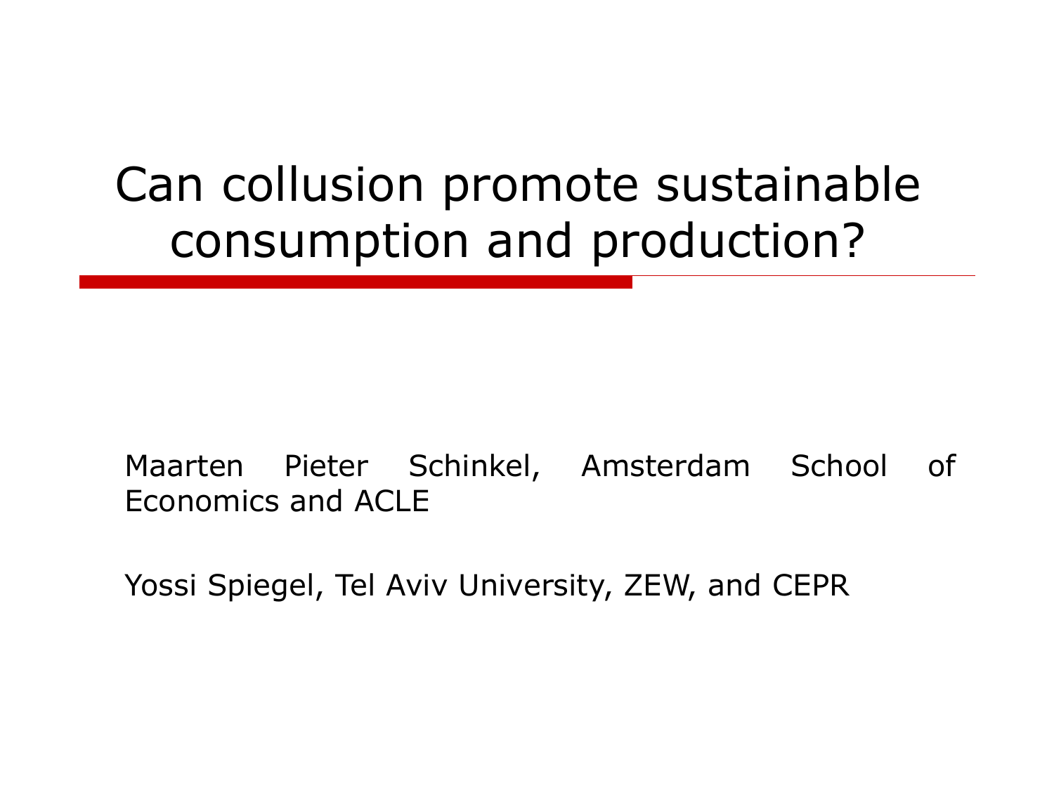# Can collusion promote sustainable consumption and production?

Maarten Pieter Schinkel, Amsterdam School of Economics and ACLE

Yossi Spiegel, Tel Aviv University, ZEW, and CEPR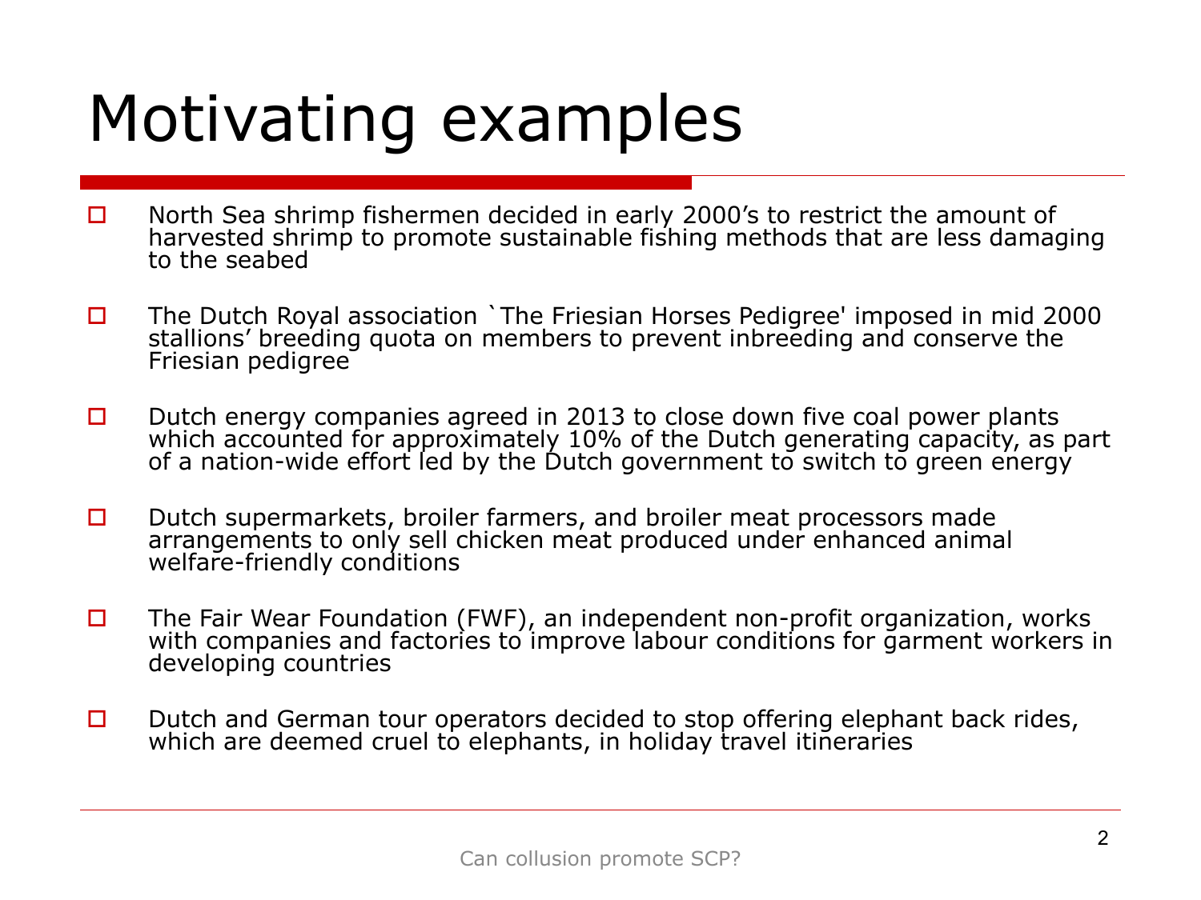# Motivating examples

- North Sea shrimp fishermen decided in early 2000's to restrict the amount of harvested shrimp to promote sustainable fishing methods that are less damaging to the seabed

- The Dutch Royal association `The Friesian Horses Pedigree' imposed in mid 2000 stallions' breeding quota on members to prevent inbreeding and conserve the Friesian pedigree

- Dutch energy companies agreed in 2013 to close down five coal power plants which accounted for approximately 10% of the Dutch generating capacity, as part of a nation-wide effort led by the Dutch government to switch to green energy

- Dutch supermarkets, broiler farmers, and broiler meat processors made arrangements to only sell chicken meat produced under enhanced animal welfare-friendly conditions

- The Fair Wear Foundation (FWF), an independent non-profit organization, works with companies and factories to improve labour conditions for garment workers in developing countries

- Dutch and German tour operators decided to stop offering elephant back rides, which are deemed cruel to elephants, in holiday travel itineraries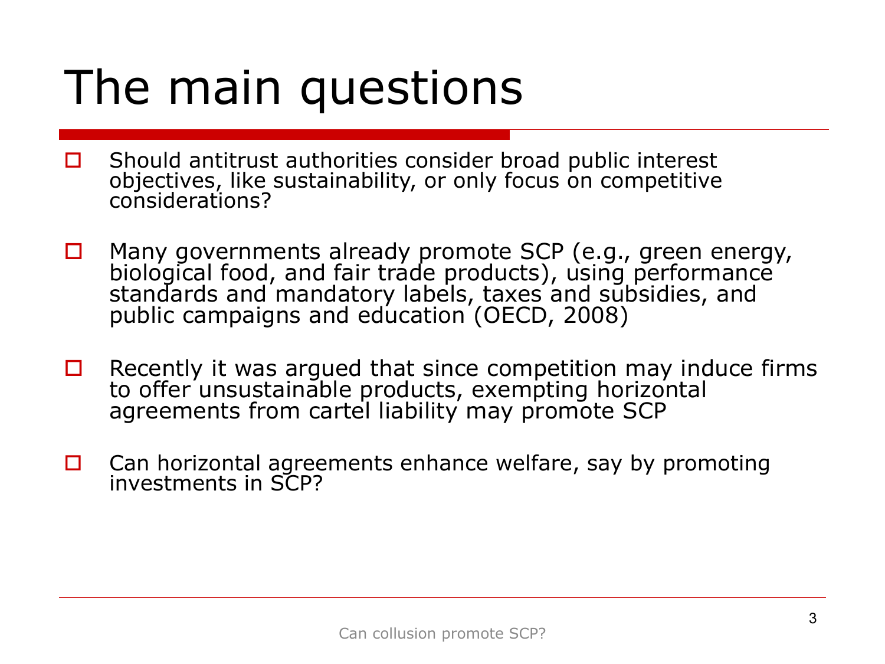# The main questions

- Should antitrust authorities consider broad public interest objectives, like sustainability, or only focus on competitive considerations?
- Many governments already promote SCP (e.g., green energy, biological food, and fair trade products), using performance standards and mandatory labels, taxes and subsidies, and public campaigns and education (OECD, 2008)
- Recently it was argued that since competition may induce firms to offer unsustainable products, exempting horizontal agreements from cartel liability may promote SCP
- Can horizontal agreements enhance welfare, say by promoting investments in SCP?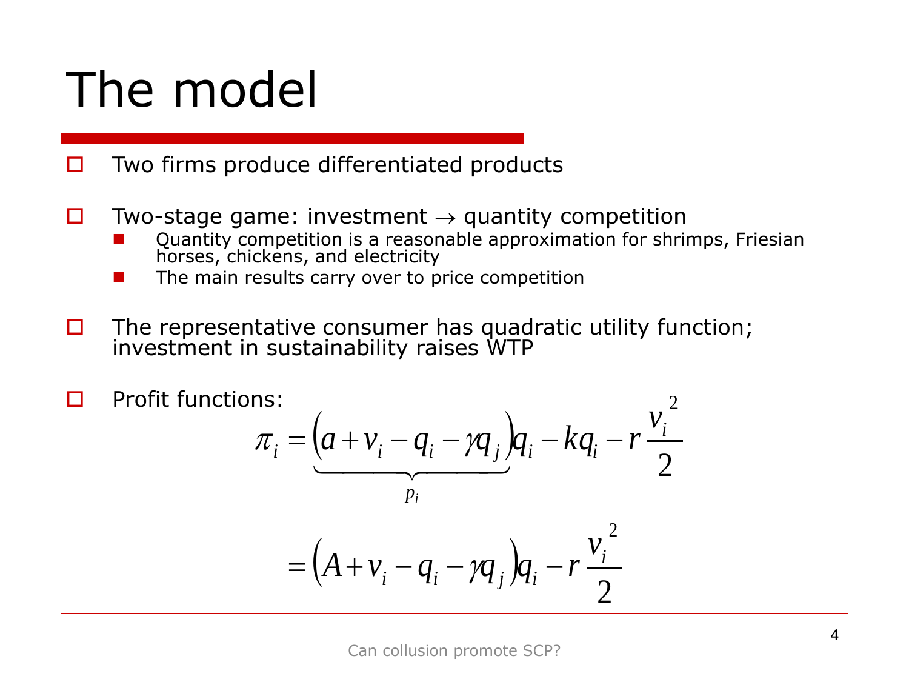# The model

- Two firms produce differentiated products
- Two-stage game: investment → quantity competition
  - Quantity competition is a reasonable approximation for shrimps, Friesian horses, chickens, and electricity
  - The main results carry over to price competition
- The representative consumer has quadratic utility function; investment in sustainability raises WTP
- Profit functions:

$$\pi_i = \underbrace{\left(a + v_i - q_i - \gamma q_j\right)}_{p_i} q_i - k q_i - r \frac{v_i^2}{2}$$

$$= \left(A + v_i - q_i - \gamma q_j\right) q_i - r \frac{v_i^2}{2}$$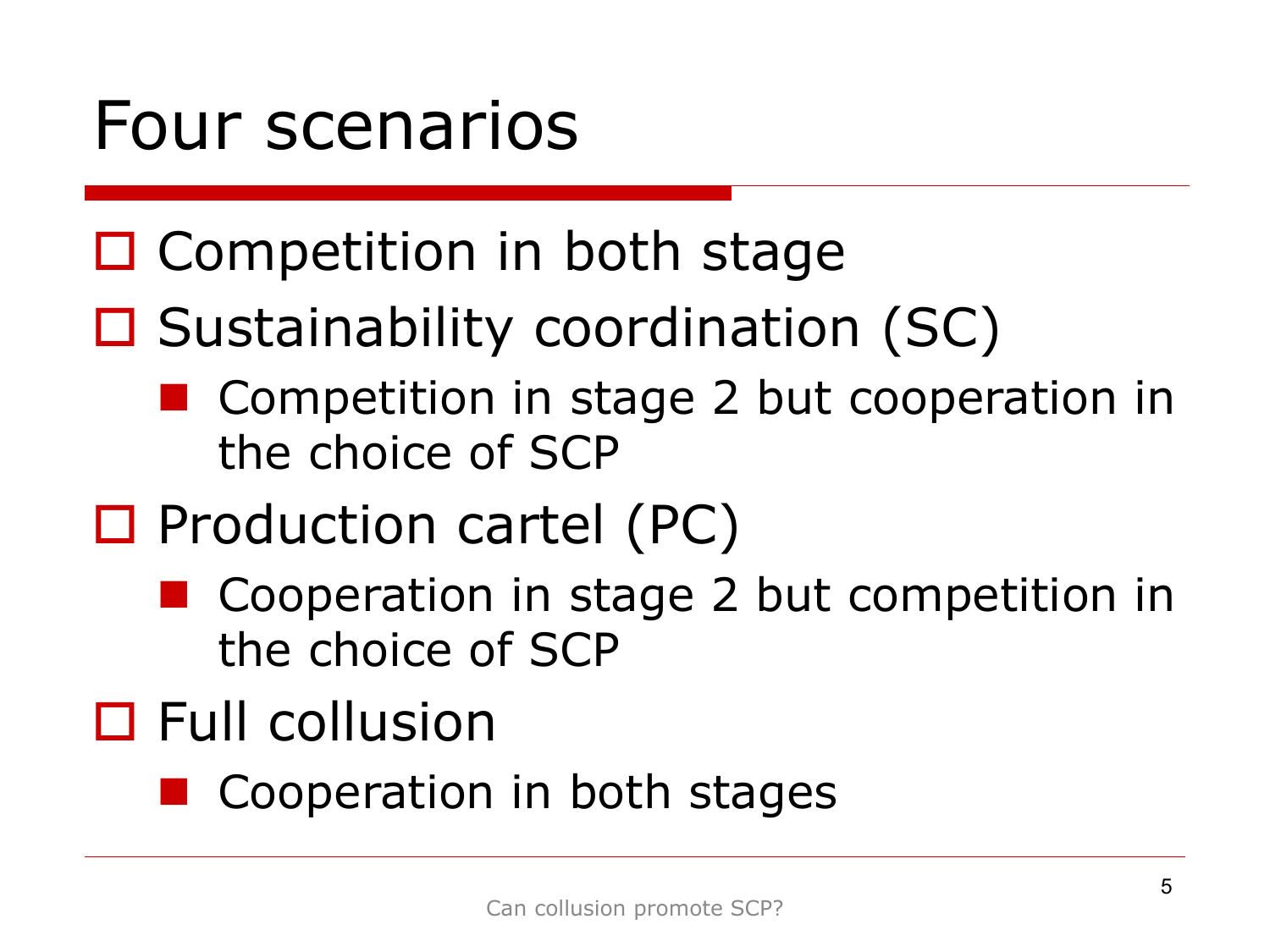# Four scenarios

- Competition in both stage
- Sustainability coordination (SC)
  - Competition in stage 2 but cooperation in the choice of SCP
- Production cartel (PC)
  - Cooperation in stage 2 but competition in the choice of SCP
- Full collusion
  - Cooperation in both stages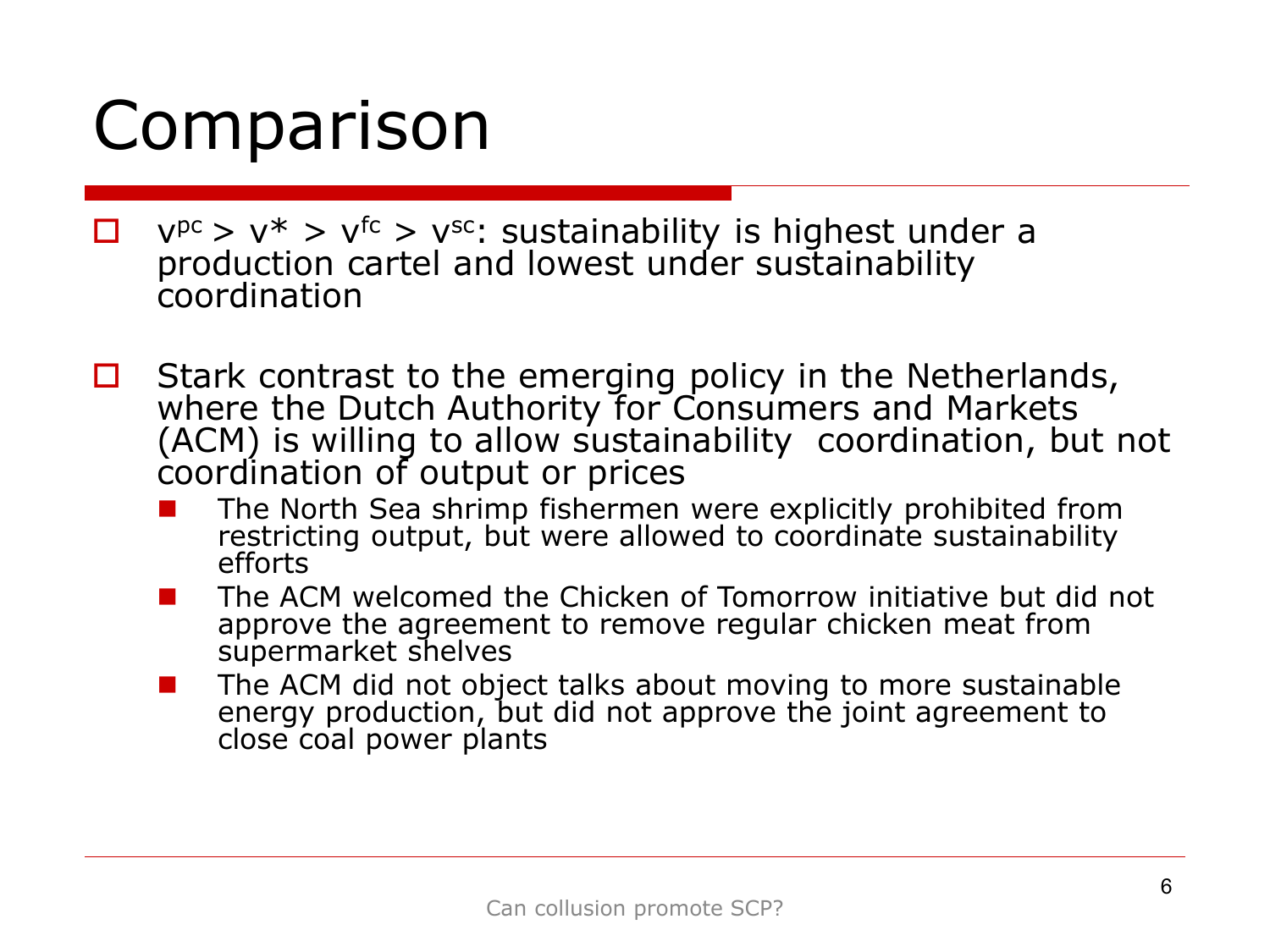# Comparison

- $v^{pc} > v^{*} > v^{fc} > v^{sc}$: sustainability is highest under a production cartel and lowest under sustainability coordination

- Stark contrast to the emerging policy in the Netherlands, where the Dutch Authority for Consumers and Markets (ACM) is willing to allow sustainability coordination, but not coordination of output or prices
  - The North Sea shrimp fishermen were explicitly prohibited from restricting output, but were allowed to coordinate sustainability efforts
  - The ACM welcomed the Chicken of Tomorrow initiative but did not approve the agreement to remove regular chicken meat from supermarket shelves
  - The ACM did not object talks about moving to more sustainable energy production, but did not approve the joint agreement to close coal power plants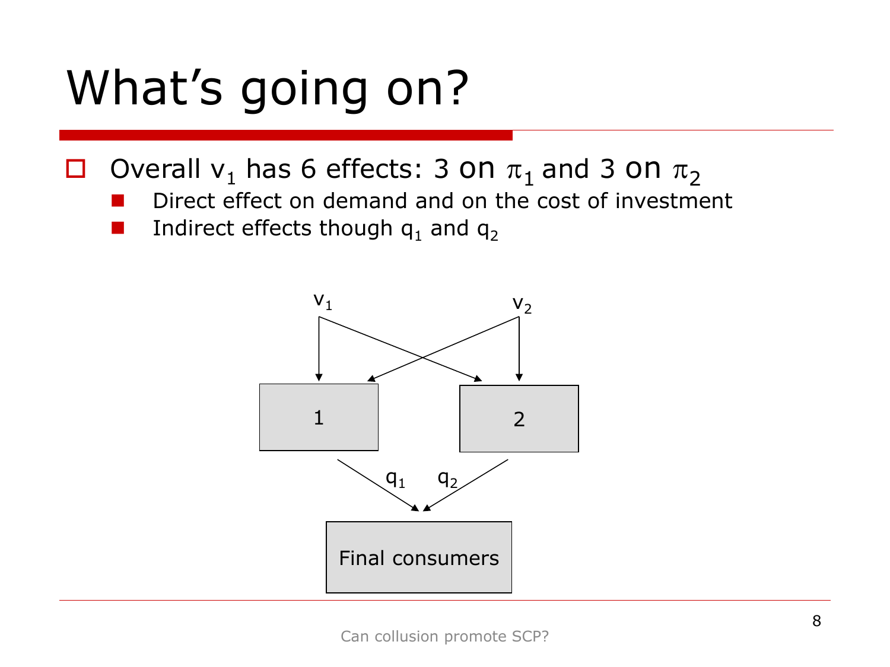# What's going on?

- Overall $v_1$ has 6 effects: 3 on $\pi_1$ and 3 on $\pi_2$
  - Direct effect on demand and on the cost of investment
  - Indirect effects though $q_1$ and $q_2$

$v_1$

$v_2$

1

2

$q_1$

$q_2$

Final consumers

Can collusion promote SCP?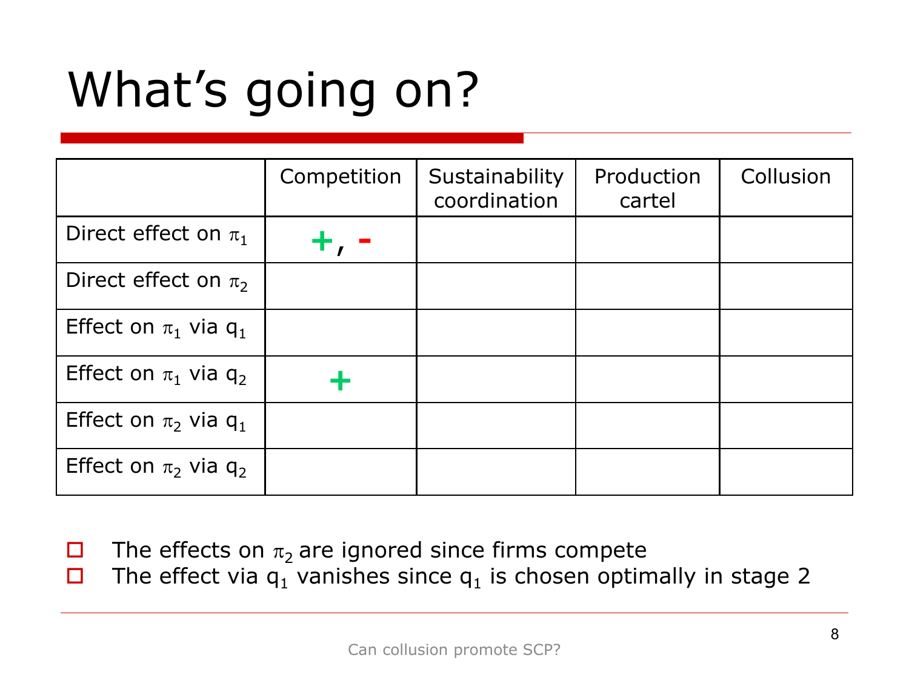# What's going on?

| | Competition | Sustainability coordination | Production cartel | Collusion |
|---|---|---|---|---|
| Direct effect on $\pi_1$ | +, - | | | |
| Direct effect on $\pi_2$ | | | | |
| Effect on $\pi_1$ via $q_1$ | | | | |
| Effect on $\pi_1$ via $q_2$ | + | | | |
| Effect on $\pi_2$ via $q_1$ | | | | |
| Effect on $\pi_2$ via $q_2$ | | | | |

- The effects on $\pi_2$ are ignored since firms compete
- The effect via $q_1$ vanishes since $q_1$ is chosen optimally in stage 2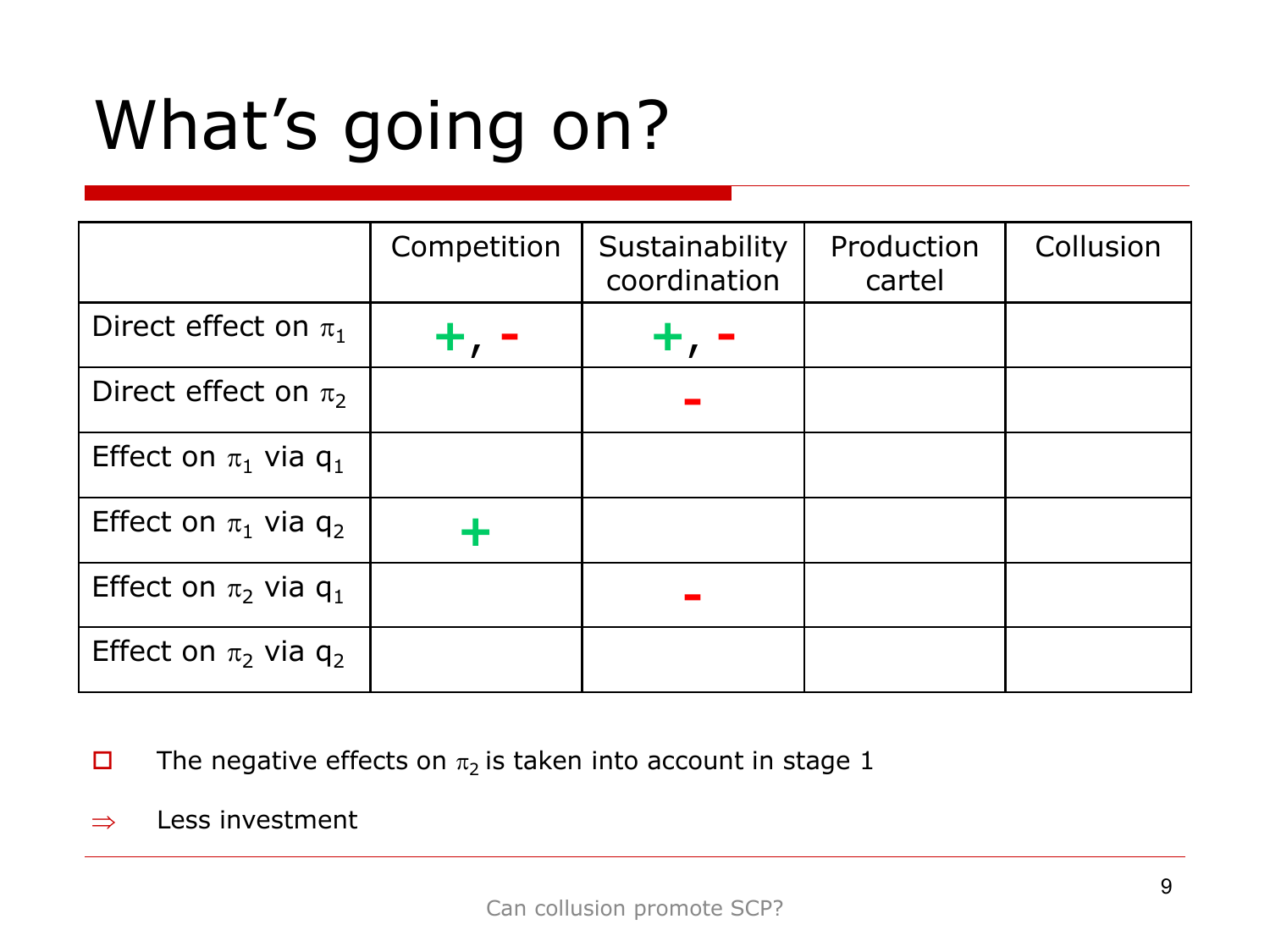# What's going on?

| | Competition | Sustainability coordination | Production cartel | Collusion |
|---|---|---|---|---|
| Direct effect on $\pi_1$ | +, - | +, - | | |
| Direct effect on $\pi_2$ | | - | | |
| Effect on $\pi_1$ via $q_1$ | | | | |
| Effect on $\pi_1$ via $q_2$ | + | | | |
| Effect on $\pi_2$ via $q_1$ | | - | | |
| Effect on $\pi_2$ via $q_2$ | | | | |

- The negative effects on $\pi_2$ is taken into account in stage 1
- ⇒ Less investment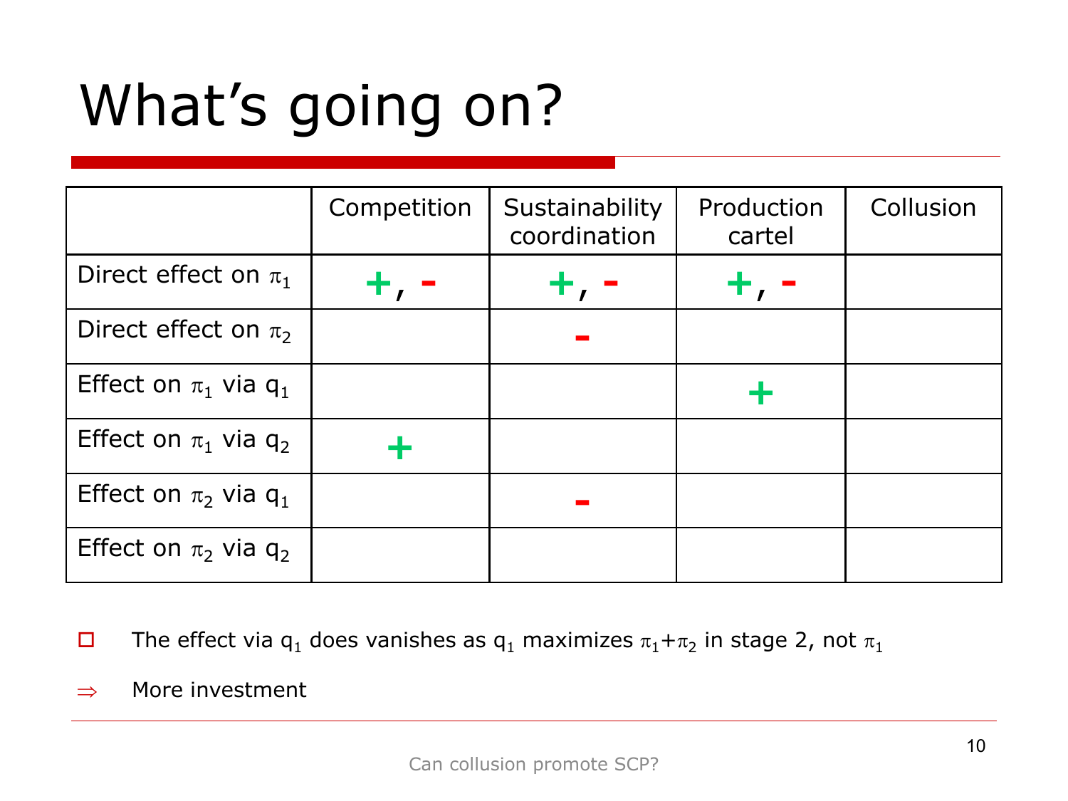# What's going on?

| | Competition | Sustainability coordination | Production cartel | Collusion |
|---|---|---|---|---|
| Direct effect on $\pi_1$ | +, - | +, - | +, - | |
| Direct effect on $\pi_2$ | | - | | |
| Effect on $\pi_1$ via $q_1$ | | | + | |
| Effect on $\pi_1$ via $q_2$ | + | | | |
| Effect on $\pi_2$ via $q_1$ | | - | | |
| Effect on $\pi_2$ via $q_2$ | | | | |

- The effect via $q_1$ does vanishes as $q_1$ maximizes $\pi_1+\pi_2$ in stage 2, not $\pi_1$

$\Rightarrow$ More investment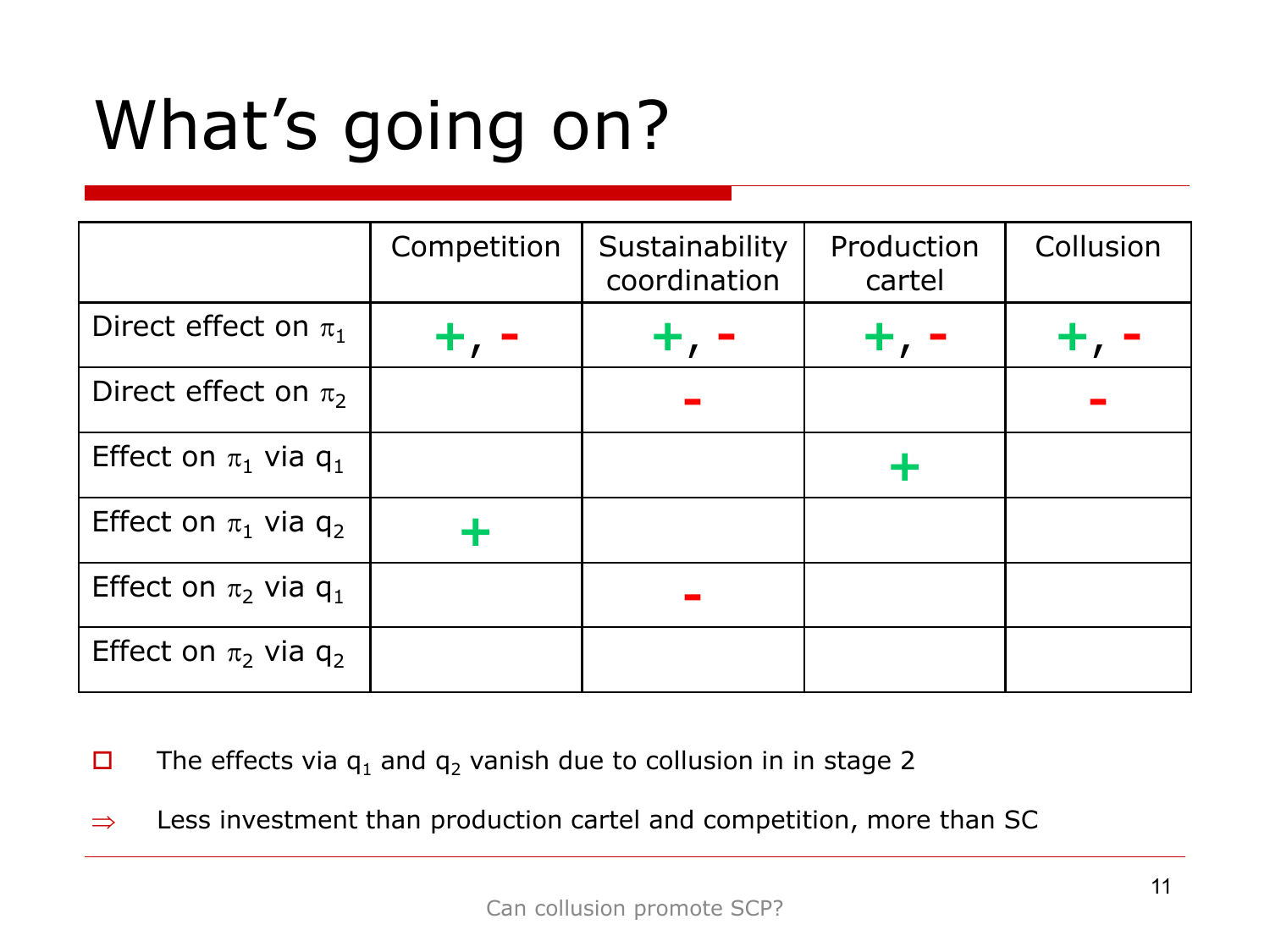# What's going on?

| | Competition | Sustainability coordination | Production cartel | Collusion |
|---|---|---|---|---|
| Direct effect on $\pi_1$ | +, - | +, - | +, - | +, - |
| Direct effect on $\pi_2$ | | - | | - |
| Effect on $\pi_1$ via $q_1$ | | | + | |
| Effect on $\pi_1$ via $q_2$ | + | | | |
| Effect on $\pi_2$ via $q_1$ | | - | | |
| Effect on $\pi_2$ via $q_2$ | | | | |

- The effects via $q_1$ and $q_2$ vanish due to collusion in in stage 2

⇒ Less investment than production cartel and competition, more than SC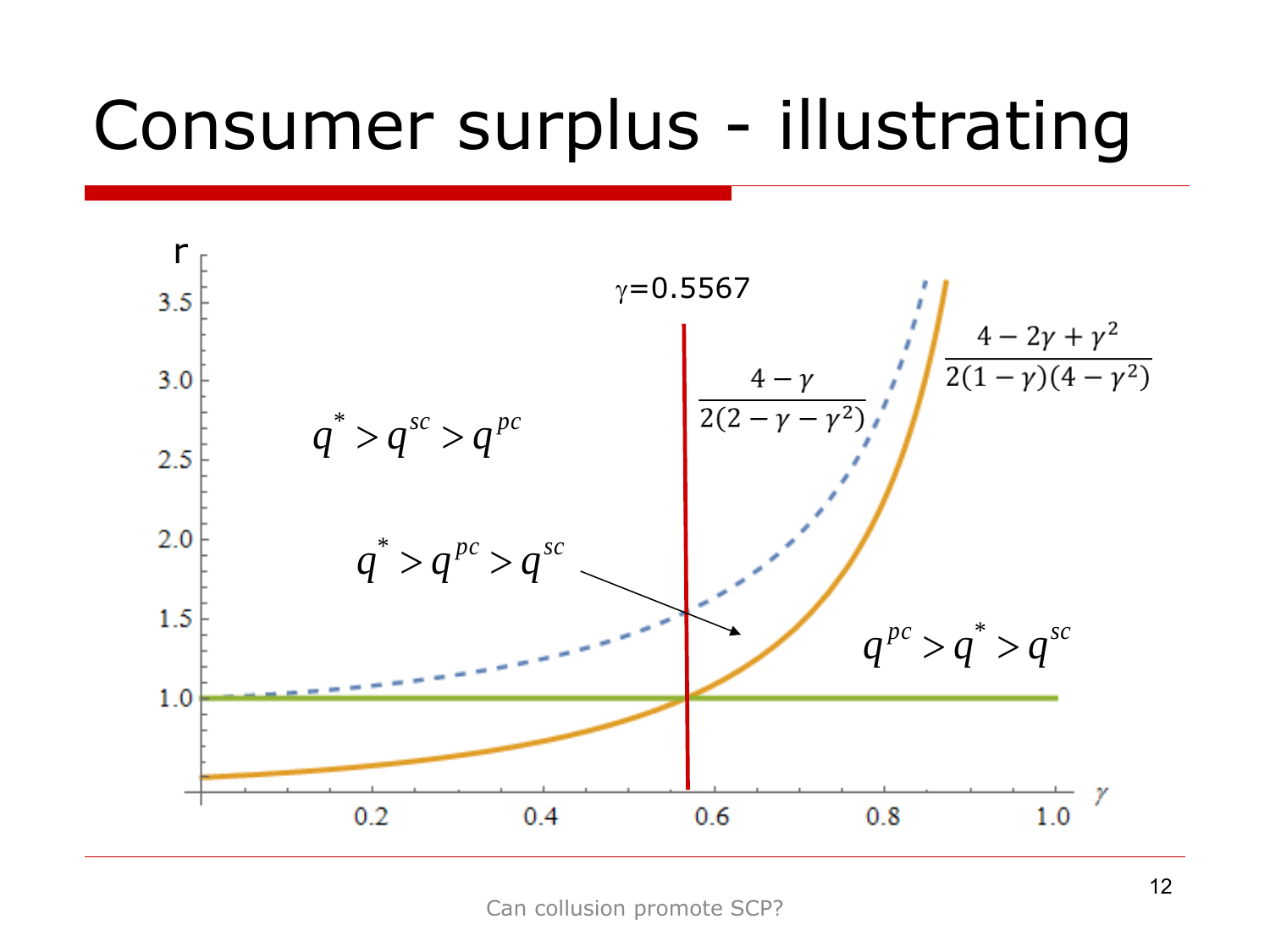# Consumer surplus - illustrating

r

3.5

3.0

2.5

2.0

1.5

1.0

0.2

0.4

0.6

0.8

1.0

$\gamma$

$\gamma$=0.5567

$\frac{4-\gamma}{2(2-\gamma-\gamma^2)}$

$\frac{4-2\gamma+\gamma^2}{2(1-\gamma)(4-\gamma^2)}$

$q^* > q^{sc} > q^{pc}$

$q^* > q^{pc} > q^{sc}$

$q^{pc} > q^* > q^{sc}$

Can collusion promote SCP?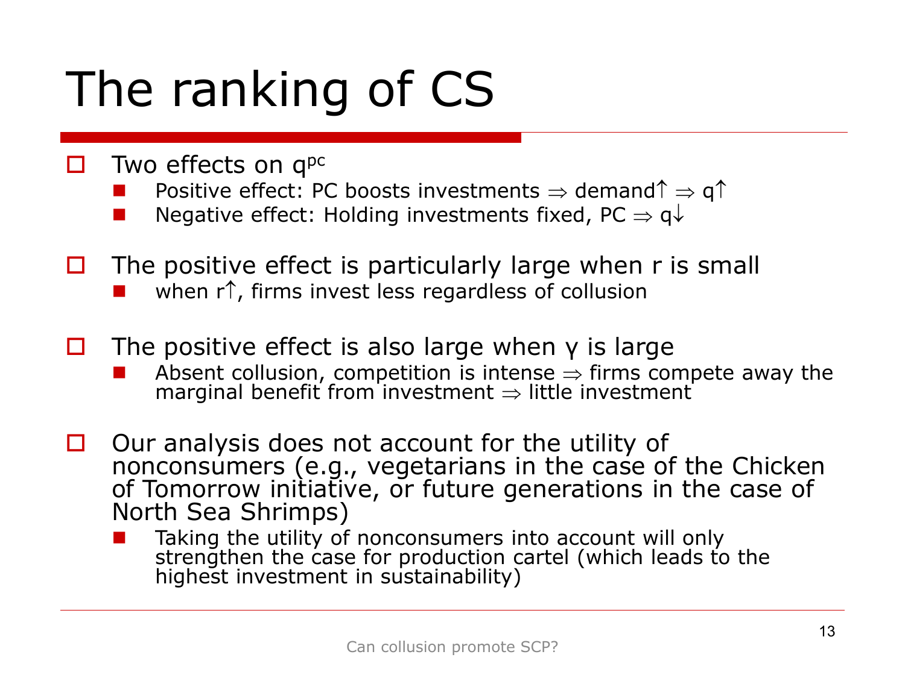# The ranking of CS

- Two effects on $q^{pc}$
  - Positive effect: PC boosts investments ⇒ demand↑ ⇒ q↑
  - Negative effect: Holding investments fixed, PC ⇒ q↓

- The positive effect is particularly large when r is small
  - when r↑, firms invest less regardless of collusion

- The positive effect is also large when γ is large
  - Absent collusion, competition is intense ⇒ firms compete away the marginal benefit from investment ⇒ little investment

- Our analysis does not account for the utility of nonconsumers (e.g., vegetarians in the case of the Chicken of Tomorrow initiative, or future generations in the case of North Sea Shrimps)
  - Taking the utility of nonconsumers into account will only strengthen the case for production cartel (which leads to the highest investment in sustainability)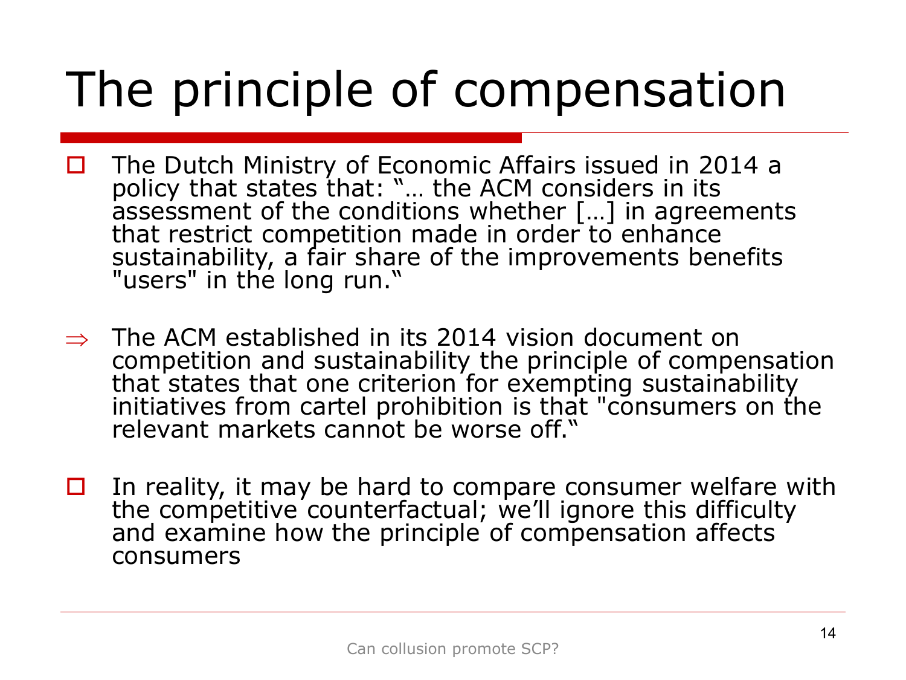# The principle of compensation

- The Dutch Ministry of Economic Affairs issued in 2014 a policy that states that: "… the ACM considers in its assessment of the conditions whether […] in agreements that restrict competition made in order to enhance sustainability, a fair share of the improvements benefits "users" in the long run."

⇒ The ACM established in its 2014 vision document on competition and sustainability the principle of compensation that states that one criterion for exempting sustainability initiatives from cartel prohibition is that "consumers on the relevant markets cannot be worse off."

- In reality, it may be hard to compare consumer welfare with the competitive counterfactual; we'll ignore this difficulty and examine how the principle of compensation affects consumers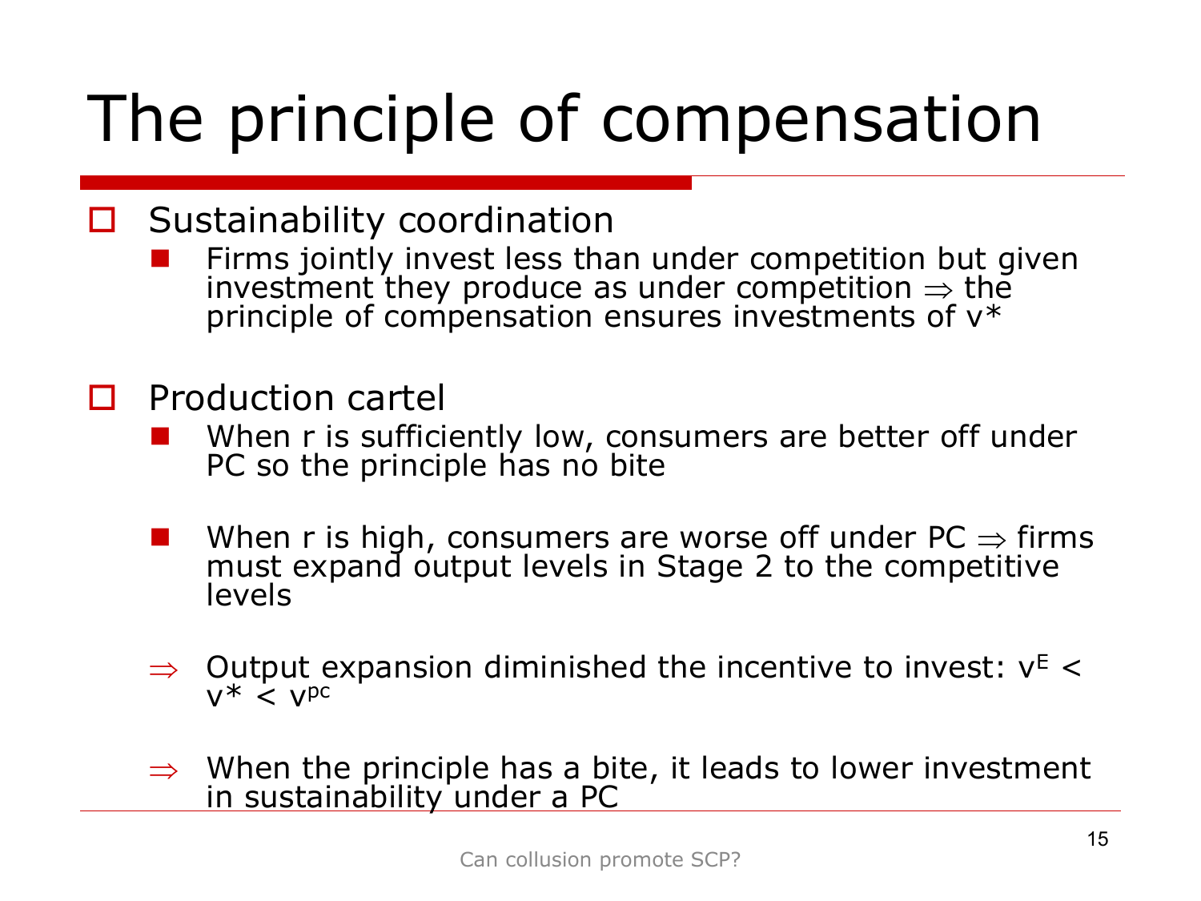# The principle of compensation

- Sustainability coordination
  - Firms jointly invest less than under competition but given investment they produce as under competition $\Rightarrow$ the principle of compensation ensures investments of $v^*$

- Production cartel
  - When r is sufficiently low, consumers are better off under PC so the principle has no bite
  - When r is high, consumers are worse off under PC $\Rightarrow$ firms must expand output levels in Stage 2 to the competitive levels

  $\Rightarrow$ Output expansion diminished the incentive to invest: $v^E < v^* < v^{pc}$

  $\Rightarrow$ When the principle has a bite, it leads to lower investment in sustainability under a PC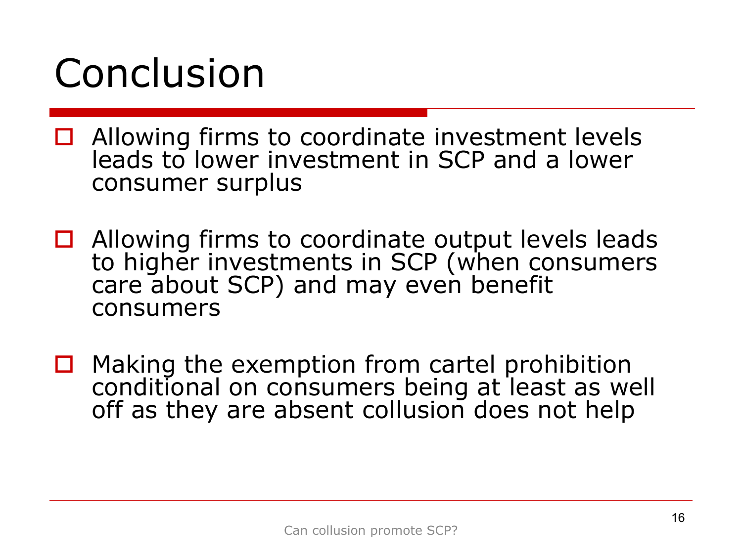# Conclusion

- Allowing firms to coordinate investment levels leads to lower investment in SCP and a lower consumer surplus

- Allowing firms to coordinate output levels leads to higher investments in SCP (when consumers care about SCP) and may even benefit consumers

- Making the exemption from cartel prohibition conditional on consumers being at least as well off as they are absent collusion does not help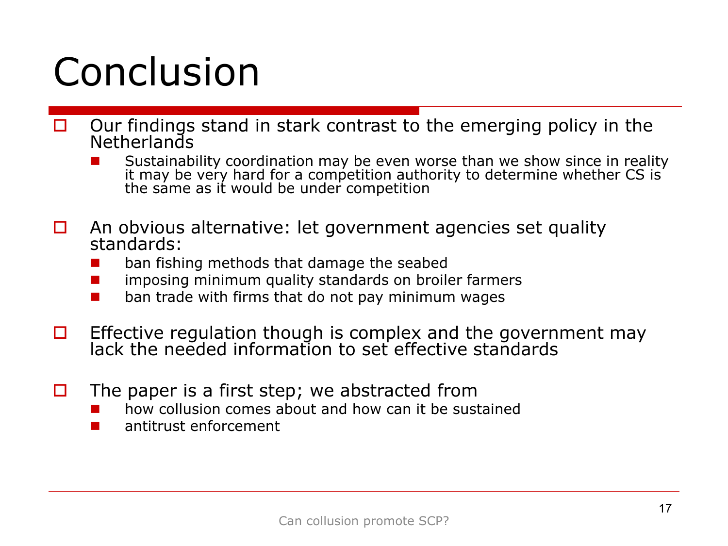# Conclusion

- Our findings stand in stark contrast to the emerging policy in the Netherlands
  - Sustainability coordination may be even worse than we show since in reality it may be very hard for a competition authority to determine whether CS is the same as it would be under competition

- An obvious alternative: let government agencies set quality standards:
  - ban fishing methods that damage the seabed
  - imposing minimum quality standards on broiler farmers
  - ban trade with firms that do not pay minimum wages

- Effective regulation though is complex and the government may lack the needed information to set effective standards

- The paper is a first step; we abstracted from
  - how collusion comes about and how can it be sustained
  - antitrust enforcement